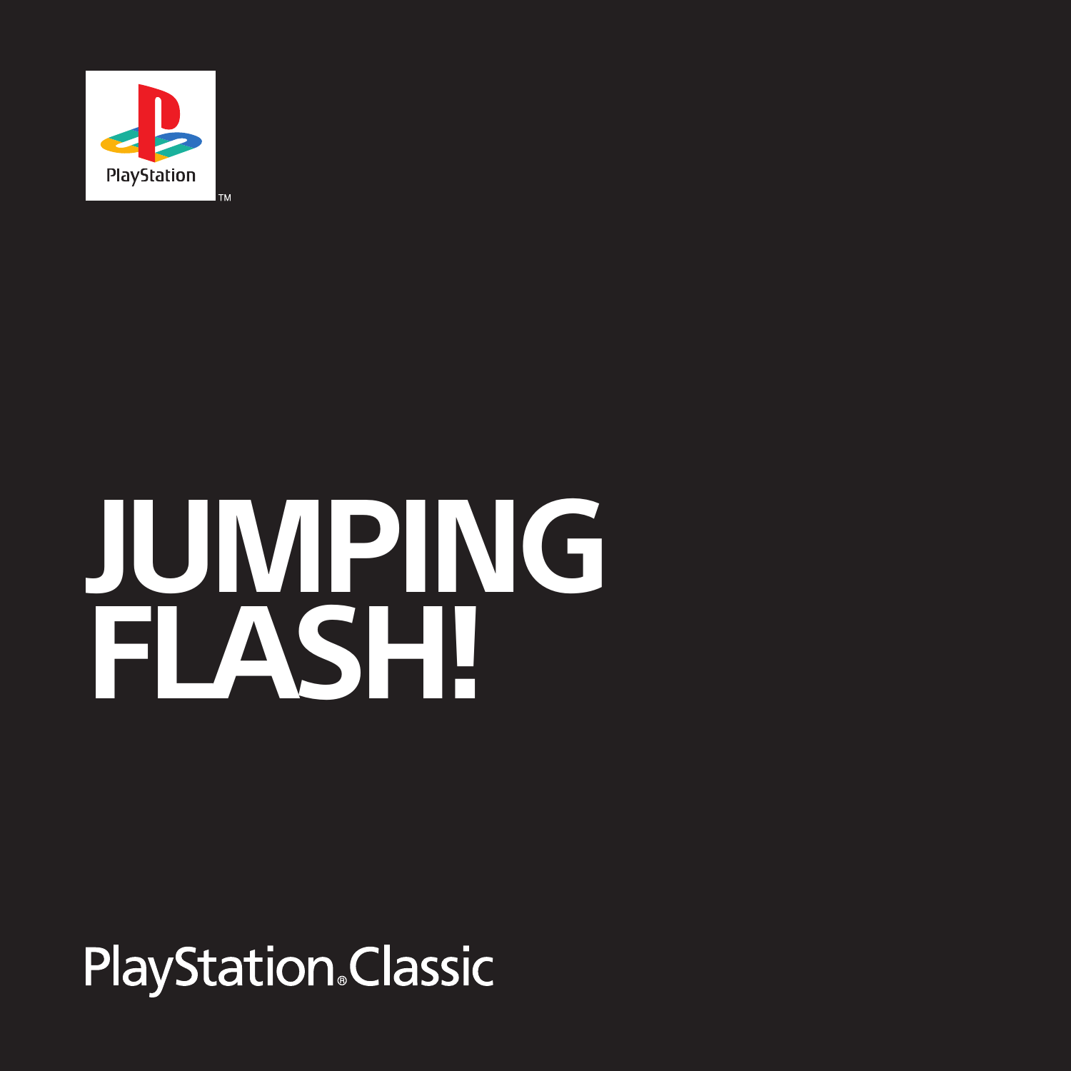PlayStation™

# JUMPING FLASH!

PlayStation® Classic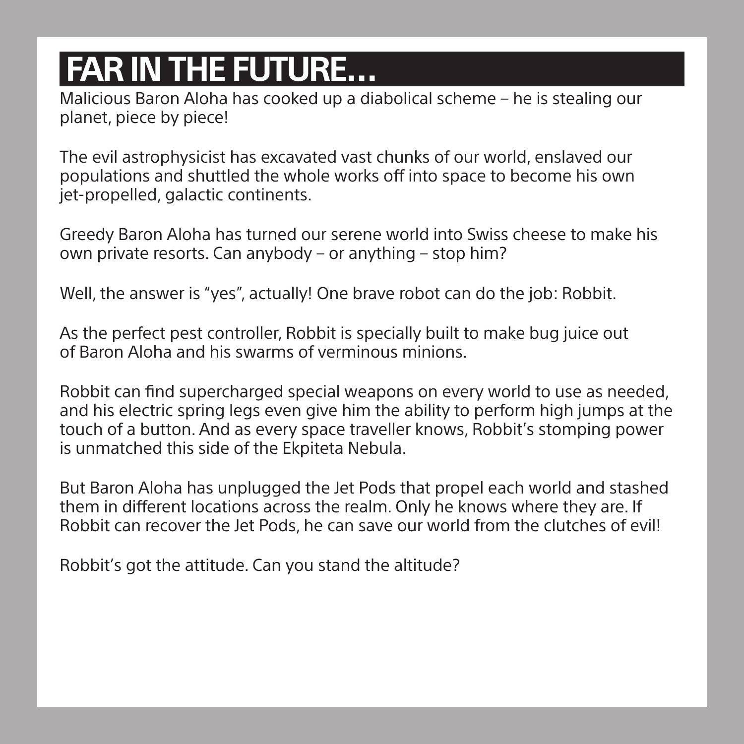# FAR IN THE FUTURE…

Malicious Baron Aloha has cooked up a diabolical scheme – he is stealing our planet, piece by piece!

The evil astrophysicist has excavated vast chunks of our world, enslaved our populations and shuttled the whole works off into space to become his own jet-propelled, galactic continents.

Greedy Baron Aloha has turned our serene world into Swiss cheese to make his own private resorts. Can anybody – or anything – stop him?

Well, the answer is "yes", actually! One brave robot can do the job: Robbit.

As the perfect pest controller, Robbit is specially built to make bug juice out of Baron Aloha and his swarms of verminous minions.

Robbit can find supercharged special weapons on every world to use as needed, and his electric spring legs even give him the ability to perform high jumps at the touch of a button. And as every space traveller knows, Robbit's stomping power is unmatched this side of the Ekpiteta Nebula.

But Baron Aloha has unplugged the Jet Pods that propel each world and stashed them in different locations across the realm. Only he knows where they are. If Robbit can recover the Jet Pods, he can save our world from the clutches of evil!

Robbit's got the attitude. Can you stand the altitude?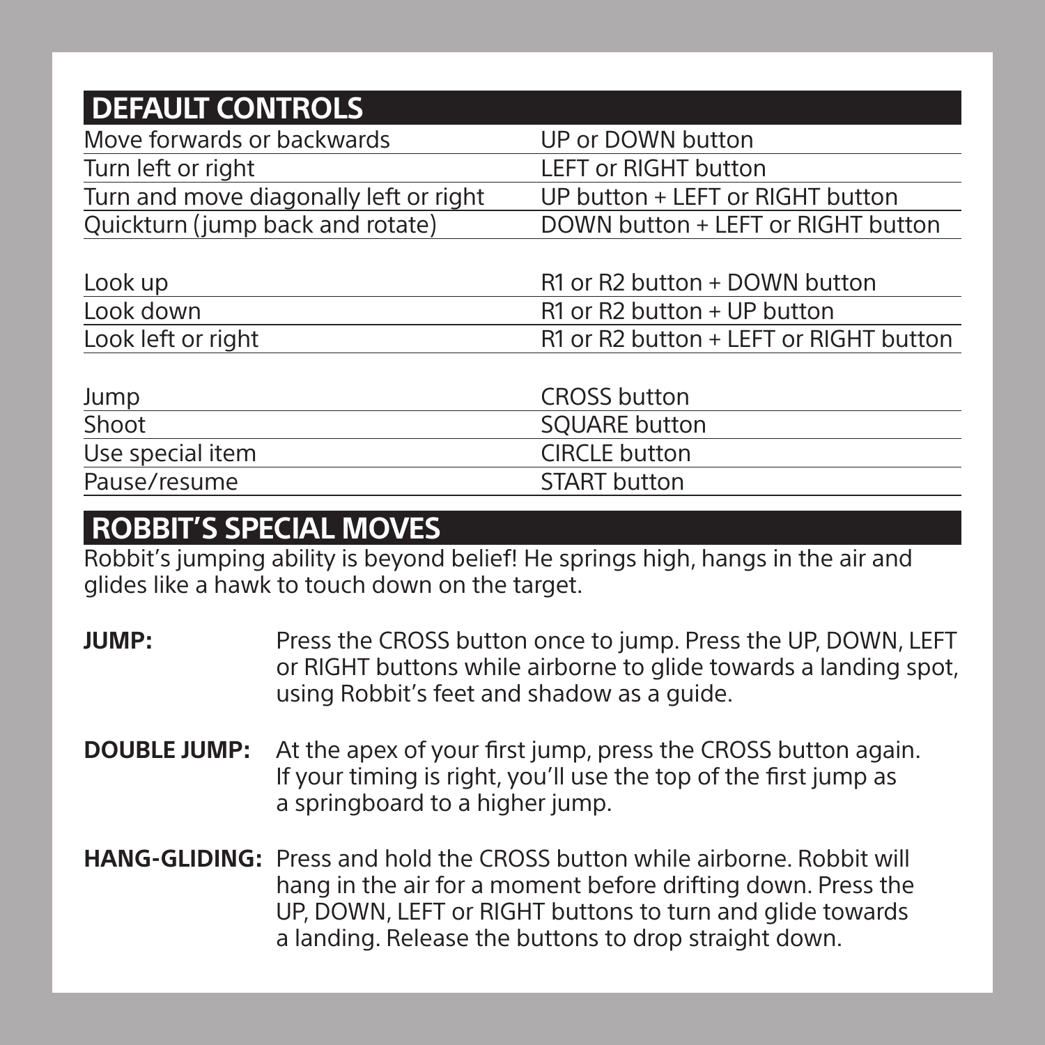## DEFAULT CONTROLS

| | |
|---|---|
| Move forwards or backwards | UP or DOWN button |
| Turn left or right | LEFT or RIGHT button |
| Turn and move diagonally left or right | UP button + LEFT or RIGHT button |
| Quickturn (jump back and rotate) | DOWN button + LEFT or RIGHT button |
| | |
| Look up | R1 or R2 button + DOWN button |
| Look down | R1 or R2 button + UP button |
| Look left or right | R1 or R2 button + LEFT or RIGHT button |
| | |
| Jump | CROSS button |
| Shoot | SQUARE button |
| Use special item | CIRCLE button |
| Pause/resume | START button |

## ROBBIT'S SPECIAL MOVES

Robbit's jumping ability is beyond belief! He springs high, hangs in the air and glides like a hawk to touch down on the target.

**JUMP:** Press the CROSS button once to jump. Press the UP, DOWN, LEFT or RIGHT buttons while airborne to glide towards a landing spot, using Robbit's feet and shadow as a guide.

**DOUBLE JUMP:** At the apex of your first jump, press the CROSS button again. If your timing is right, you'll use the top of the first jump as a springboard to a higher jump.

**HANG-GLIDING:** Press and hold the CROSS button while airborne. Robbit will hang in the air for a moment before drifting down. Press the UP, DOWN, LEFT or RIGHT buttons to turn and glide towards a landing. Release the buttons to drop straight down.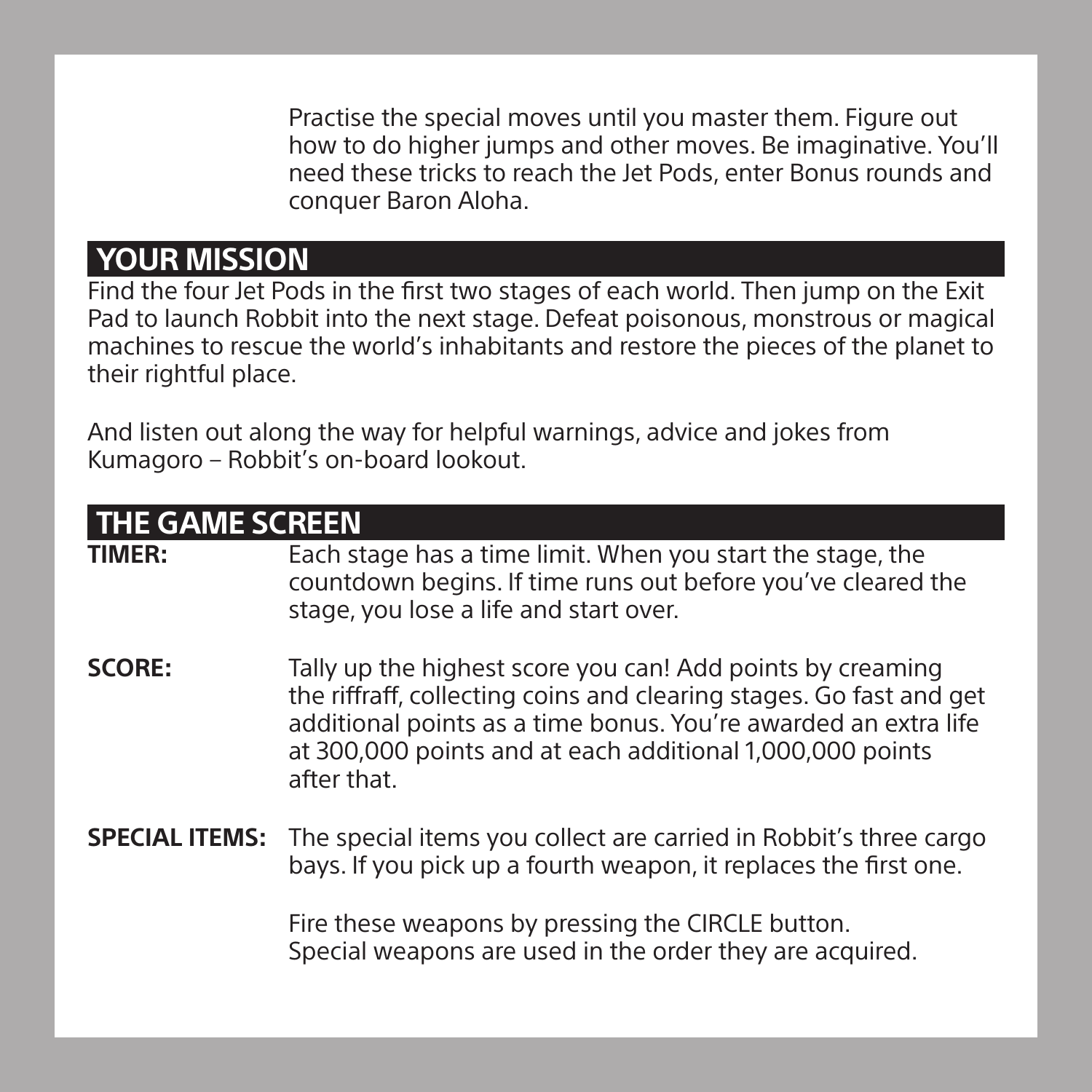Practise the special moves until you master them. Figure out how to do higher jumps and other moves. Be imaginative. You'll need these tricks to reach the Jet Pods, enter Bonus rounds and conquer Baron Aloha.

## YOUR MISSION

Find the four Jet Pods in the first two stages of each world. Then jump on the Exit Pad to launch Robbit into the next stage. Defeat poisonous, monstrous or magical machines to rescue the world's inhabitants and restore the pieces of the planet to their rightful place.

And listen out along the way for helpful warnings, advice and jokes from Kumagoro – Robbit's on-board lookout.

## THE GAME SCREEN

**TIMER:** Each stage has a time limit. When you start the stage, the countdown begins. If time runs out before you've cleared the stage, you lose a life and start over.

**SCORE:** Tally up the highest score you can! Add points by creaming the riffraff, collecting coins and clearing stages. Go fast and get additional points as a time bonus. You're awarded an extra life at 300,000 points and at each additional 1,000,000 points after that.

**SPECIAL ITEMS:** The special items you collect are carried in Robbit's three cargo bays. If you pick up a fourth weapon, it replaces the first one.

Fire these weapons by pressing the CIRCLE button. Special weapons are used in the order they are acquired.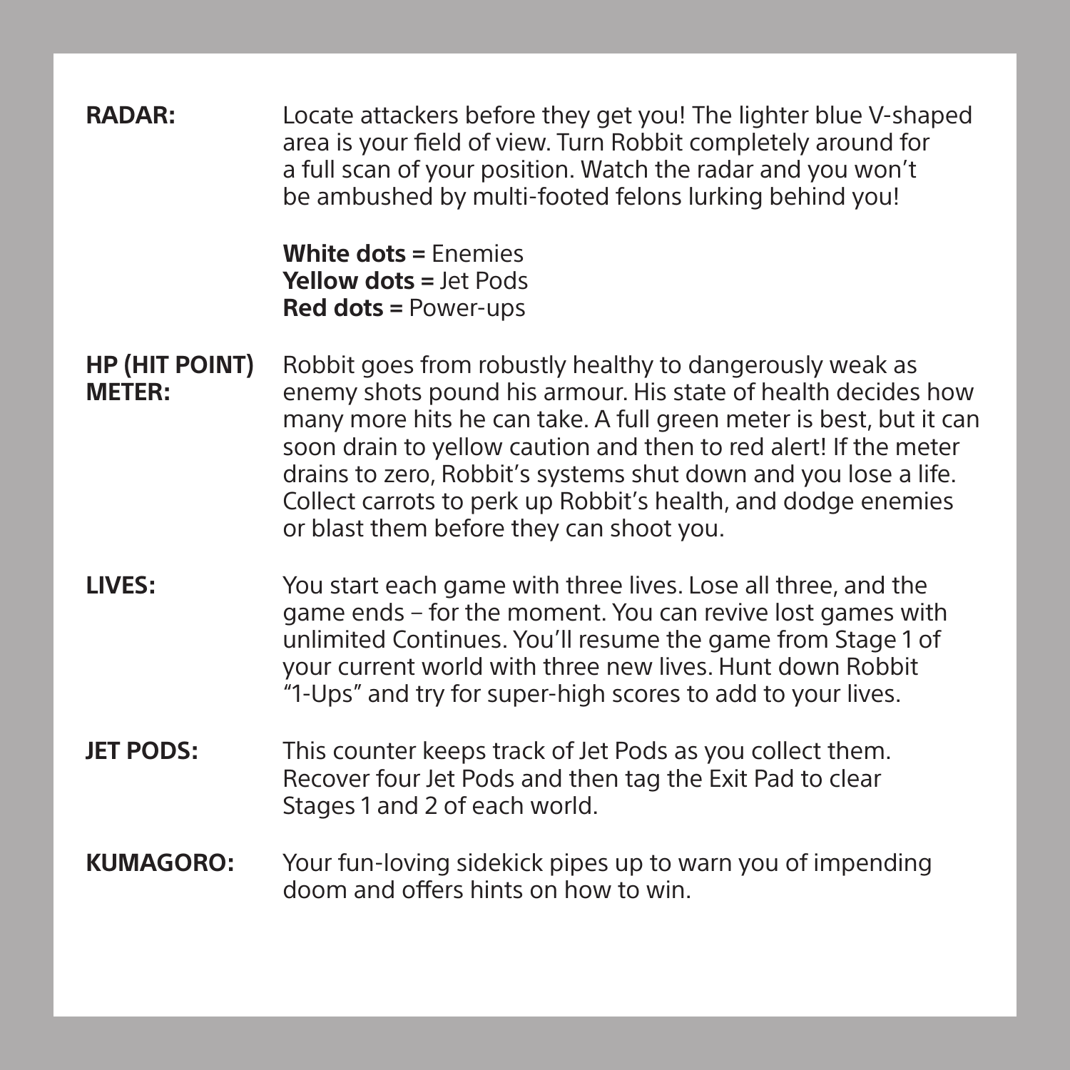**RADAR:** Locate attackers before they get you! The lighter blue V-shaped area is your field of view. Turn Robbit completely around for a full scan of your position. Watch the radar and you won't be ambushed by multi-footed felons lurking behind you!

**White dots =** Enemies
**Yellow dots =** Jet Pods
**Red dots =** Power-ups

**HP (HIT POINT) METER:** Robbit goes from robustly healthy to dangerously weak as enemy shots pound his armour. His state of health decides how many more hits he can take. A full green meter is best, but it can soon drain to yellow caution and then to red alert! If the meter drains to zero, Robbit's systems shut down and you lose a life. Collect carrots to perk up Robbit's health, and dodge enemies or blast them before they can shoot you.

**LIVES:** You start each game with three lives. Lose all three, and the game ends – for the moment. You can revive lost games with unlimited Continues. You'll resume the game from Stage 1 of your current world with three new lives. Hunt down Robbit "1-Ups" and try for super-high scores to add to your lives.

**JET PODS:** This counter keeps track of Jet Pods as you collect them. Recover four Jet Pods and then tag the Exit Pad to clear Stages 1 and 2 of each world.

**KUMAGORO:** Your fun-loving sidekick pipes up to warn you of impending doom and offers hints on how to win.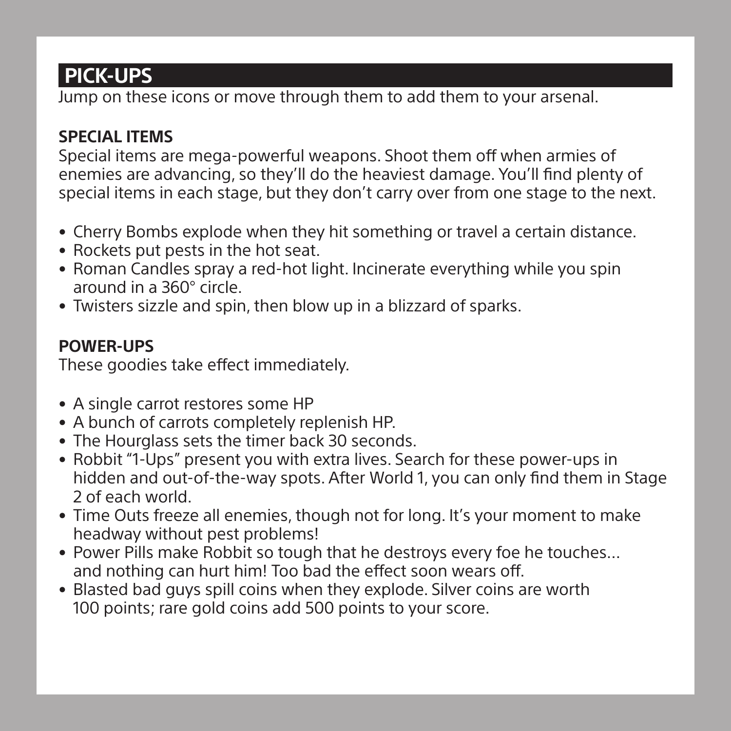## PICK-UPS

Jump on these icons or move through them to add them to your arsenal.

### SPECIAL ITEMS

Special items are mega-powerful weapons. Shoot them off when armies of enemies are advancing, so they'll do the heaviest damage. You'll find plenty of special items in each stage, but they don't carry over from one stage to the next.

- Cherry Bombs explode when they hit something or travel a certain distance.
- Rockets put pests in the hot seat.
- Roman Candles spray a red-hot light. Incinerate everything while you spin around in a 360° circle.
- Twisters sizzle and spin, then blow up in a blizzard of sparks.

### POWER-UPS

These goodies take effect immediately.

- A single carrot restores some HP
- A bunch of carrots completely replenish HP.
- The Hourglass sets the timer back 30 seconds.
- Robbit "1-Ups" present you with extra lives. Search for these power-ups in hidden and out-of-the-way spots. After World 1, you can only find them in Stage 2 of each world.
- Time Outs freeze all enemies, though not for long. It's your moment to make headway without pest problems!
- Power Pills make Robbit so tough that he destroys every foe he touches... and nothing can hurt him! Too bad the effect soon wears off.
- Blasted bad guys spill coins when they explode. Silver coins are worth 100 points; rare gold coins add 500 points to your score.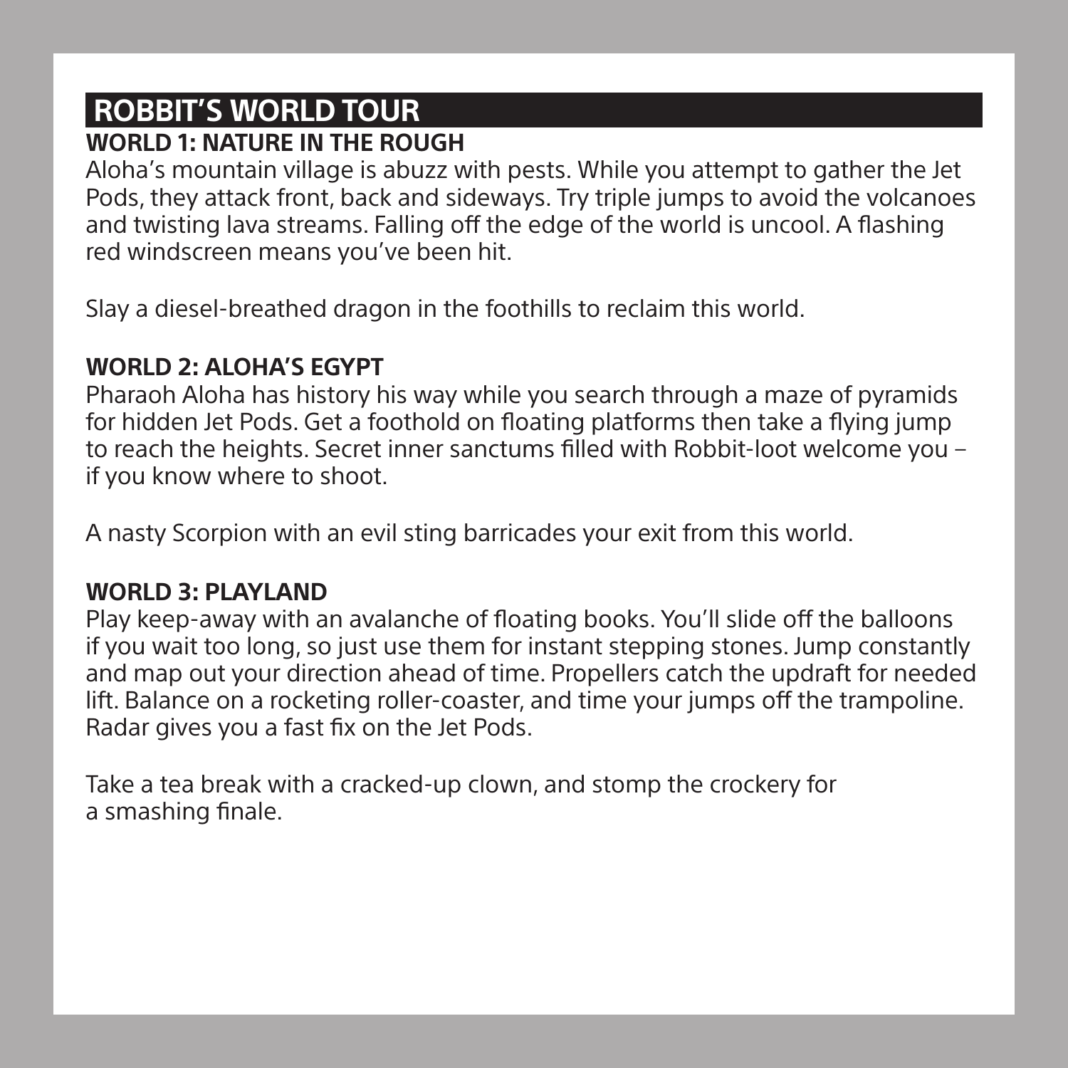## ROBBIT'S WORLD TOUR

### WORLD 1: NATURE IN THE ROUGH

Aloha's mountain village is abuzz with pests. While you attempt to gather the Jet Pods, they attack front, back and sideways. Try triple jumps to avoid the volcanoes and twisting lava streams. Falling off the edge of the world is uncool. A flashing red windscreen means you've been hit.

Slay a diesel-breathed dragon in the foothills to reclaim this world.

### WORLD 2: ALOHA'S EGYPT

Pharaoh Aloha has history his way while you search through a maze of pyramids for hidden Jet Pods. Get a foothold on floating platforms then take a flying jump to reach the heights. Secret inner sanctums filled with Robbit-loot welcome you – if you know where to shoot.

A nasty Scorpion with an evil sting barricades your exit from this world.

### WORLD 3: PLAYLAND

Play keep-away with an avalanche of floating books. You'll slide off the balloons if you wait too long, so just use them for instant stepping stones. Jump constantly and map out your direction ahead of time. Propellers catch the updraft for needed lift. Balance on a rocketing roller-coaster, and time your jumps off the trampoline. Radar gives you a fast fix on the Jet Pods.

Take a tea break with a cracked-up clown, and stomp the crockery for a smashing finale.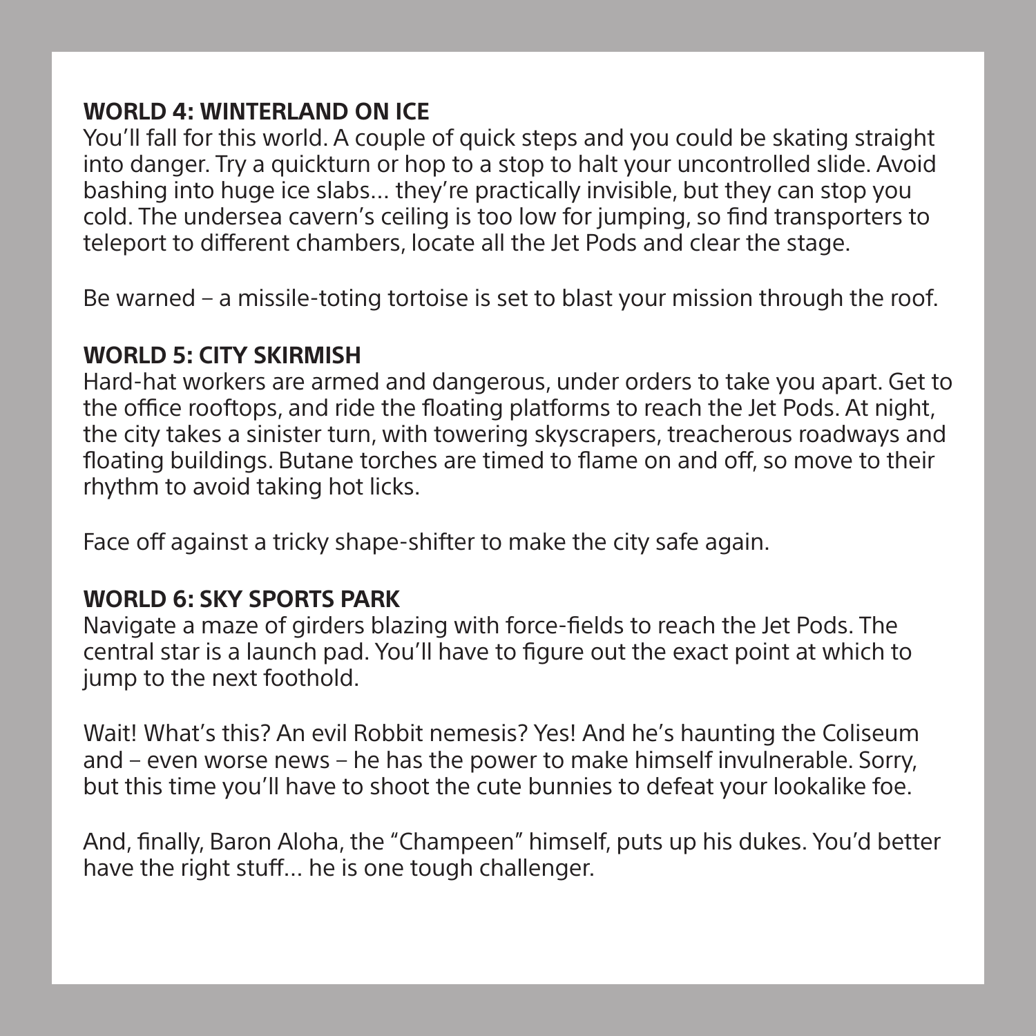## WORLD 4: WINTERLAND ON ICE

You'll fall for this world. A couple of quick steps and you could be skating straight into danger. Try a quickturn or hop to a stop to halt your uncontrolled slide. Avoid bashing into huge ice slabs… they're practically invisible, but they can stop you cold. The undersea cavern's ceiling is too low for jumping, so find transporters to teleport to different chambers, locate all the Jet Pods and clear the stage.

Be warned – a missile-toting tortoise is set to blast your mission through the roof.

## WORLD 5: CITY SKIRMISH

Hard-hat workers are armed and dangerous, under orders to take you apart. Get to the office rooftops, and ride the floating platforms to reach the Jet Pods. At night, the city takes a sinister turn, with towering skyscrapers, treacherous roadways and floating buildings. Butane torches are timed to flame on and off, so move to their rhythm to avoid taking hot licks.

Face off against a tricky shape-shifter to make the city safe again.

## WORLD 6: SKY SPORTS PARK

Navigate a maze of girders blazing with force-fields to reach the Jet Pods. The central star is a launch pad. You'll have to figure out the exact point at which to jump to the next foothold.

Wait! What's this? An evil Robbit nemesis? Yes! And he's haunting the Coliseum and – even worse news – he has the power to make himself invulnerable. Sorry, but this time you'll have to shoot the cute bunnies to defeat your lookalike foe.

And, finally, Baron Aloha, the "Champeen" himself, puts up his dukes. You'd better have the right stuff… he is one tough challenger.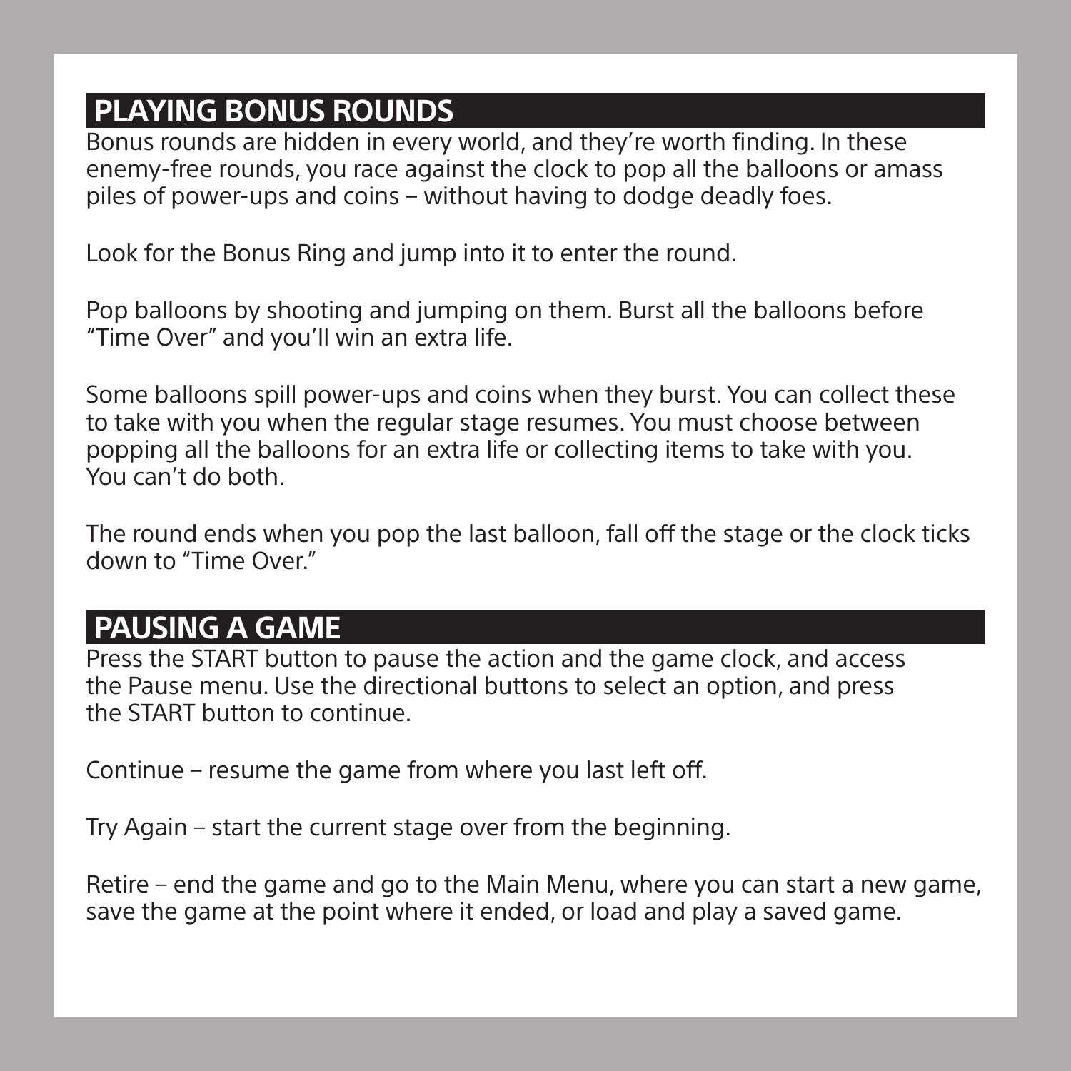## PLAYING BONUS ROUNDS

Bonus rounds are hidden in every world, and they're worth finding. In these enemy-free rounds, you race against the clock to pop all the balloons or amass piles of power-ups and coins – without having to dodge deadly foes.

Look for the Bonus Ring and jump into it to enter the round.

Pop balloons by shooting and jumping on them. Burst all the balloons before "Time Over" and you'll win an extra life.

Some balloons spill power-ups and coins when they burst. You can collect these to take with you when the regular stage resumes. You must choose between popping all the balloons for an extra life or collecting items to take with you. You can't do both.

The round ends when you pop the last balloon, fall off the stage or the clock ticks down to "Time Over."

## PAUSING A GAME

Press the START button to pause the action and the game clock, and access the Pause menu. Use the directional buttons to select an option, and press the START button to continue.

Continue – resume the game from where you last left off.

Try Again – start the current stage over from the beginning.

Retire – end the game and go to the Main Menu, where you can start a new game, save the game at the point where it ended, or load and play a saved game.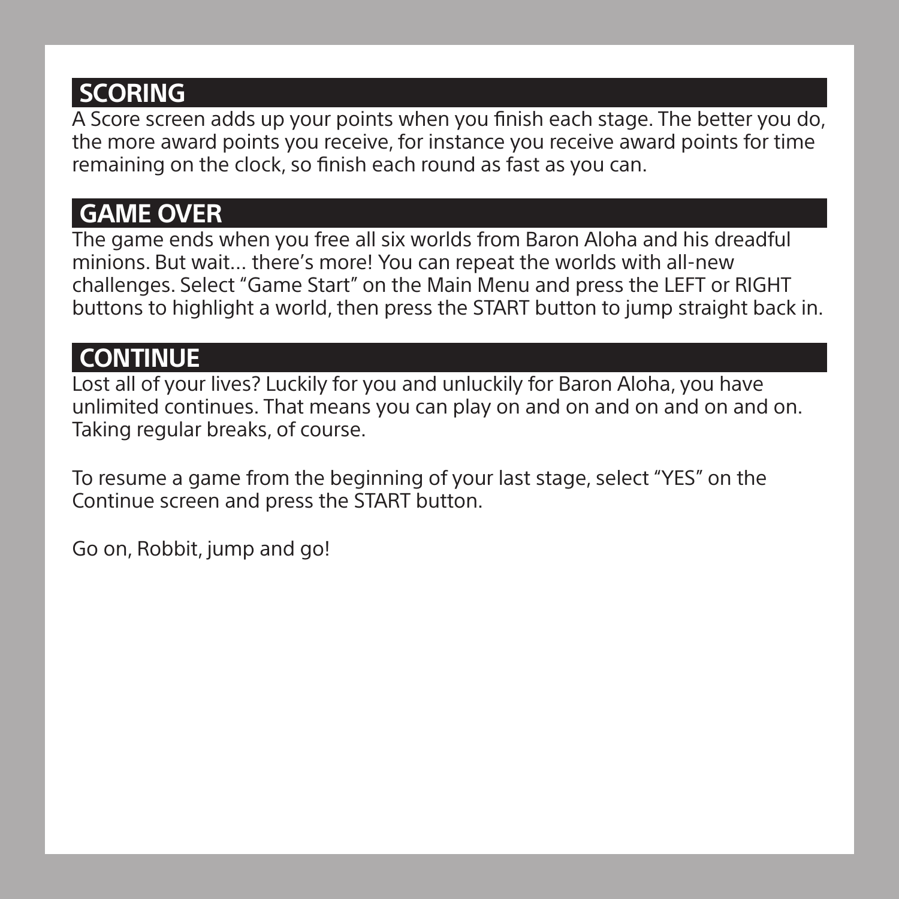## SCORING

A Score screen adds up your points when you finish each stage. The better you do, the more award points you receive, for instance you receive award points for time remaining on the clock, so finish each round as fast as you can.

## GAME OVER

The game ends when you free all six worlds from Baron Aloha and his dreadful minions. But wait… there's more! You can repeat the worlds with all-new challenges. Select "Game Start" on the Main Menu and press the LEFT or RIGHT buttons to highlight a world, then press the START button to jump straight back in.

## CONTINUE

Lost all of your lives? Luckily for you and unluckily for Baron Aloha, you have unlimited continues. That means you can play on and on and on and on and on. Taking regular breaks, of course.

To resume a game from the beginning of your last stage, select "YES" on the Continue screen and press the START button.

Go on, Robbit, jump and go!